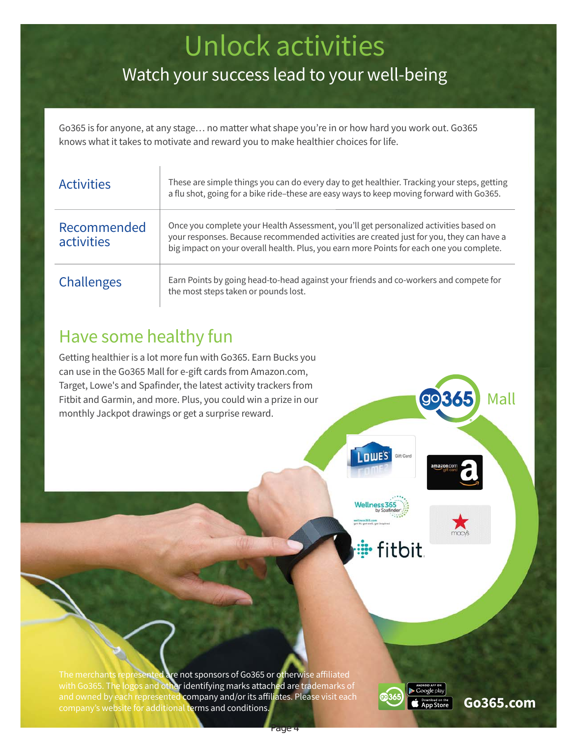# Unlock activities

## Watch your success lead to your well-being

Go365 is for anyone, at any stage… no matter what shape you're in or how hard you work out. Go365 knows what it takes to motivate and reward you to make healthier choices for life.

| | |
|---|---|
| Activities | These are simple things you can do every day to get healthier. Tracking your steps, getting a flu shot, going for a bike ride–these are easy ways to keep moving forward with Go365. |
| Recommended activities | Once you complete your Health Assessment, you'll get personalized activities based on your responses. Because recommended activities are created just for you, they can have a big impact on your overall health. Plus, you earn more Points for each one you complete. |
| Challenges | Earn Points by going head-to-head against your friends and co-workers and compete for the most steps taken or pounds lost. |

## Have some healthy fun

Getting healthier is a lot more fun with Go365. Earn Bucks you can use in the Go365 Mall for e-gift cards from Amazon.com, Target, Lowe's and Spafinder, the latest activity trackers from Fitbit and Garmin, and more. Plus, you could win a prize in our monthly Jackpot drawings or get a surprise reward.

go365 Mall

The merchants represented are not sponsors of Go365 or otherwise affiliated with Go365. The logos and other identifying marks attached are trademarks of and owned by each represented company and/or its affiliates. Please visit each company's website for additional terms and conditions.

Go365.com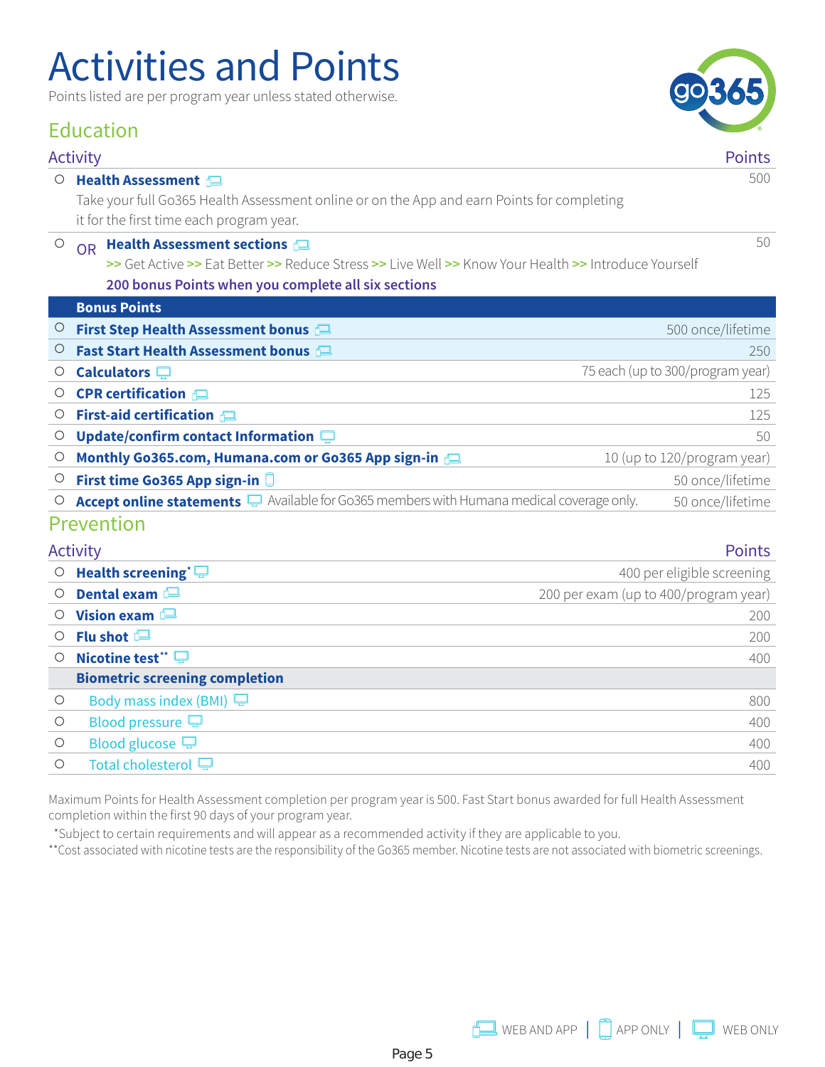# Activities and Points

Points listed are per program year unless stated otherwise.

## Education

| Activity | Points |
|---|---|
| ○ **Health Assessment** (Web and App) Take your full Go365 Health Assessment online or on the App and earn Points for completing it for the first time each program year. | 500 |
| ○ OR **Health Assessment sections** (Web and App) >> Get Active >> Eat Better >> Reduce Stress >> Live Well >> Know Your Health >> Introduce Yourself **200 bonus Points when you complete all six sections** | 50 |
| **Bonus Points** | |
| ○ **First Step Health Assessment bonus** (Web and App) | 500 once/lifetime |
| ○ **Fast Start Health Assessment bonus** (Web and App) | 250 |
| ○ **Calculators** (Web only) | 75 each (up to 300/program year) |
| ○ **CPR certification** (Web and App) | 125 |
| ○ **First-aid certification** (Web and App) | 125 |
| ○ **Update/confirm contact Information** (Web only) | 50 |
| ○ **Monthly Go365.com, Humana.com or Go365 App sign-in** (Web and App) | 10 (up to 120/program year) |
| ○ **First time Go365 App sign-in** (App only) | 50 once/lifetime |
| ○ **Accept online statements** (Web only) Available for Go365 members with Humana medical coverage only. | 50 once/lifetime |

## Prevention

| Activity | Points |
|---|---|
| ○ **Health screening*** (Web only) | 400 per eligible screening |
| ○ **Dental exam** (Web and App) | 200 per exam (up to 400/program year) |
| ○ **Vision exam** (Web and App) | 200 |
| ○ **Flu shot** (Web and App) | 200 |
| ○ **Nicotine test**** (Web only) | 400 |
| **Biometric screening completion** | |
| ○ Body mass index (BMI) (Web only) | 800 |
| ○ Blood pressure (Web only) | 400 |
| ○ Blood glucose (Web only) | 400 |
| ○ Total cholesterol (Web only) | 400 |

Maximum Points for Health Assessment completion per program year is 500. Fast Start bonus awarded for full Health Assessment completion within the first 90 days of your program year.

*Subject to certain requirements and will appear as a recommended activity if they are applicable to you.

**Cost associated with nicotine tests are the responsibility of the Go365 member. Nicotine tests are not associated with biometric screenings.

WEB AND APP | APP ONLY | WEB ONLY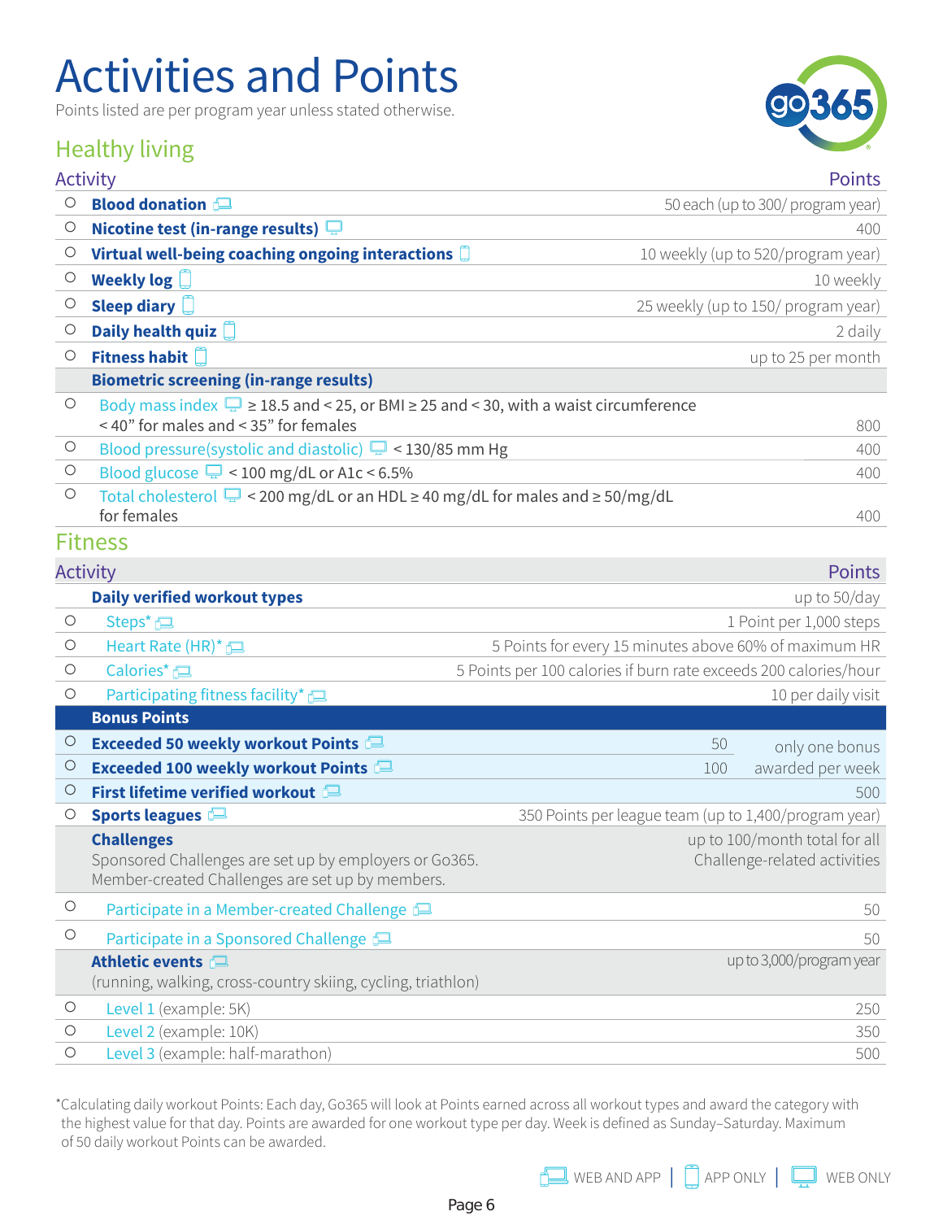# Activities and Points

Points listed are per program year unless stated otherwise.

## Healthy living

| Activity | Points |
|---|---|
| **Blood donation** | 50 each (up to 300/ program year) |
| **Nicotine test (in-range results)** | 400 |
| **Virtual well-being coaching ongoing interactions** | 10 weekly (up to 520/program year) |
| **Weekly log** | 10 weekly |
| **Sleep diary** | 25 weekly (up to 150/ program year) |
| **Daily health quiz** | 2 daily |
| **Fitness habit** | up to 25 per month |
| **Biometric screening (in-range results)** | |
| Body mass index ≥ 18.5 and < 25, or BMI ≥ 25 and < 30, with a waist circumference < 40” for males and < 35” for females | 800 |
| Blood pressure(systolic and diastolic) < 130/85 mm Hg | 400 |
| Blood glucose < 100 mg/dL or A1c < 6.5% | 400 |
| Total cholesterol < 200 mg/dL or an HDL ≥ 40 mg/dL for males and ≥ 50/mg/dL for females | 400 |

## Fitness

| Activity | Points | |
|---|---|---|
| **Daily verified workout types** | up to 50/day | |
| Steps* | 1 Point per 1,000 steps | |
| Heart Rate (HR)* | 5 Points for every 15 minutes above 60% of maximum HR | |
| Calories* | 5 Points per 100 calories if burn rate exceeds 200 calories/hour | |
| Participating fitness facility* | 10 per daily visit | |
| **Bonus Points** | | |
| **Exceeded 50 weekly workout Points** | 50 | only one bonus awarded per week |
| **Exceeded 100 weekly workout Points** | 100 | |
| **First lifetime verified workout** | 500 | |
| **Sports leagues** | 350 Points per league team (up to 1,400/program year) | |
| **Challenges** Sponsored Challenges are set up by employers or Go365. Member-created Challenges are set up by members. | up to 100/month total for all Challenge-related activities | |
| Participate in a Member-created Challenge | 50 | |
| Participate in a Sponsored Challenge | 50 | |
| **Athletic events** (running, walking, cross-country skiing, cycling, triathlon) | up to 3,000/program year | |
| Level 1 (example: 5K) | 250 | |
| Level 2 (example: 10K) | 350 | |
| Level 3 (example: half-marathon) | 500 | |

*Calculating daily workout Points: Each day, Go365 will look at Points earned across all workout types and award the category with the highest value for that day. Points are awarded for one workout type per day. Week is defined as Sunday–Saturday. Maximum of 50 daily workout Points can be awarded.

WEB AND APP | APP ONLY | WEB ONLY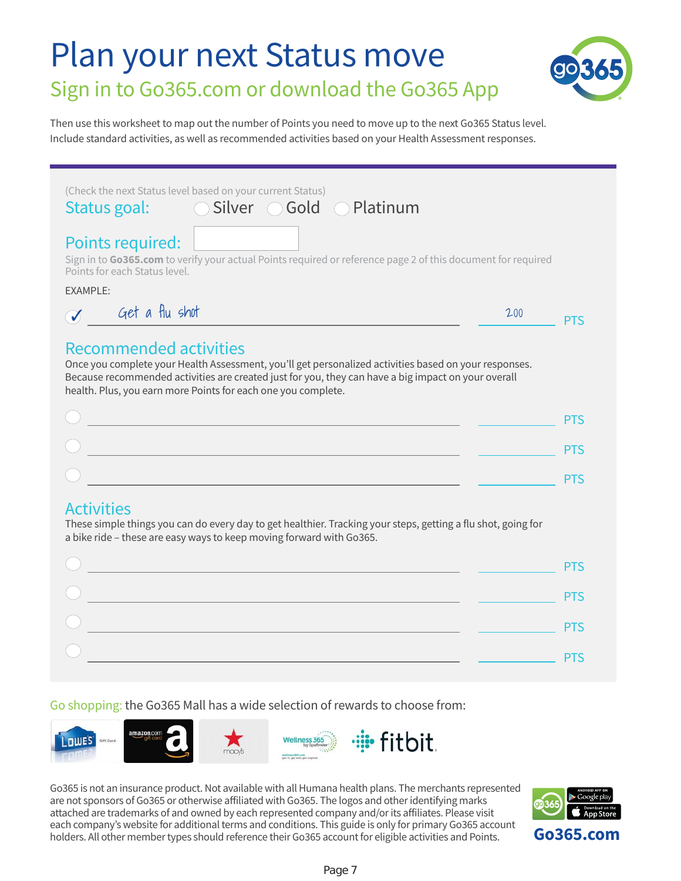# Plan your next Status move

## Sign in to Go365.com or download the Go365 App

Then use this worksheet to map out the number of Points you need to move up to the next Go365 Status level. Include standard activities, as well as recommended activities based on your Health Assessment responses.

(Check the next Status level based on your current Status)

**Status goal:** ◯ Silver ◯ Gold ◯ Platinum

**Points required:** \_\_\_\_\_\_\_\_\_\_

Sign in to **Go365.com** to verify your actual Points required or reference page 2 of this document for required Points for each Status level.

EXAMPLE:

✓ Get a flu shot \_\_\_\_\_\_\_\_ 200 PTS

### Recommended activities

Once you complete your Health Assessment, you'll get personalized activities based on your responses. Because recommended activities are created just for you, they can have a big impact on your overall health. Plus, you earn more Points for each one you complete.

◯ \_\_\_\_\_\_\_\_\_\_\_\_\_\_\_\_\_\_\_\_ \_\_\_\_\_\_\_\_ PTS

◯ \_\_\_\_\_\_\_\_\_\_\_\_\_\_\_\_\_\_\_\_ \_\_\_\_\_\_\_\_ PTS

◯ \_\_\_\_\_\_\_\_\_\_\_\_\_\_\_\_\_\_\_\_ \_\_\_\_\_\_\_\_ PTS

### Activities

These simple things you can do every day to get healthier. Tracking your steps, getting a flu shot, going for a bike ride – these are easy ways to keep moving forward with Go365.

◯ \_\_\_\_\_\_\_\_\_\_\_\_\_\_\_\_\_\_\_\_ \_\_\_\_\_\_\_\_ PTS

◯ \_\_\_\_\_\_\_\_\_\_\_\_\_\_\_\_\_\_\_\_ \_\_\_\_\_\_\_\_ PTS

◯ \_\_\_\_\_\_\_\_\_\_\_\_\_\_\_\_\_\_\_\_ \_\_\_\_\_\_\_\_ PTS

◯ \_\_\_\_\_\_\_\_\_\_\_\_\_\_\_\_\_\_\_\_ \_\_\_\_\_\_\_\_ PTS

Go shopping: the Go365 Mall has a wide selection of rewards to choose from:

Lowe's · amazon.com · macy's · Wellness 365 by Spafinder · fitbit

Go365 is not an insurance product. Not available with all Humana health plans. The merchants represented are not sponsors of Go365 or otherwise affiliated with Go365. The logos and other identifying marks attached are trademarks of and owned by each represented company and/or its affiliates. Please visit each company's website for additional terms and conditions. This guide is only for primary Go365 account holders. All other member types should reference their Go365 account for eligible activities and Points.

Android App on Google play · Download on the App Store

**Go365.com**